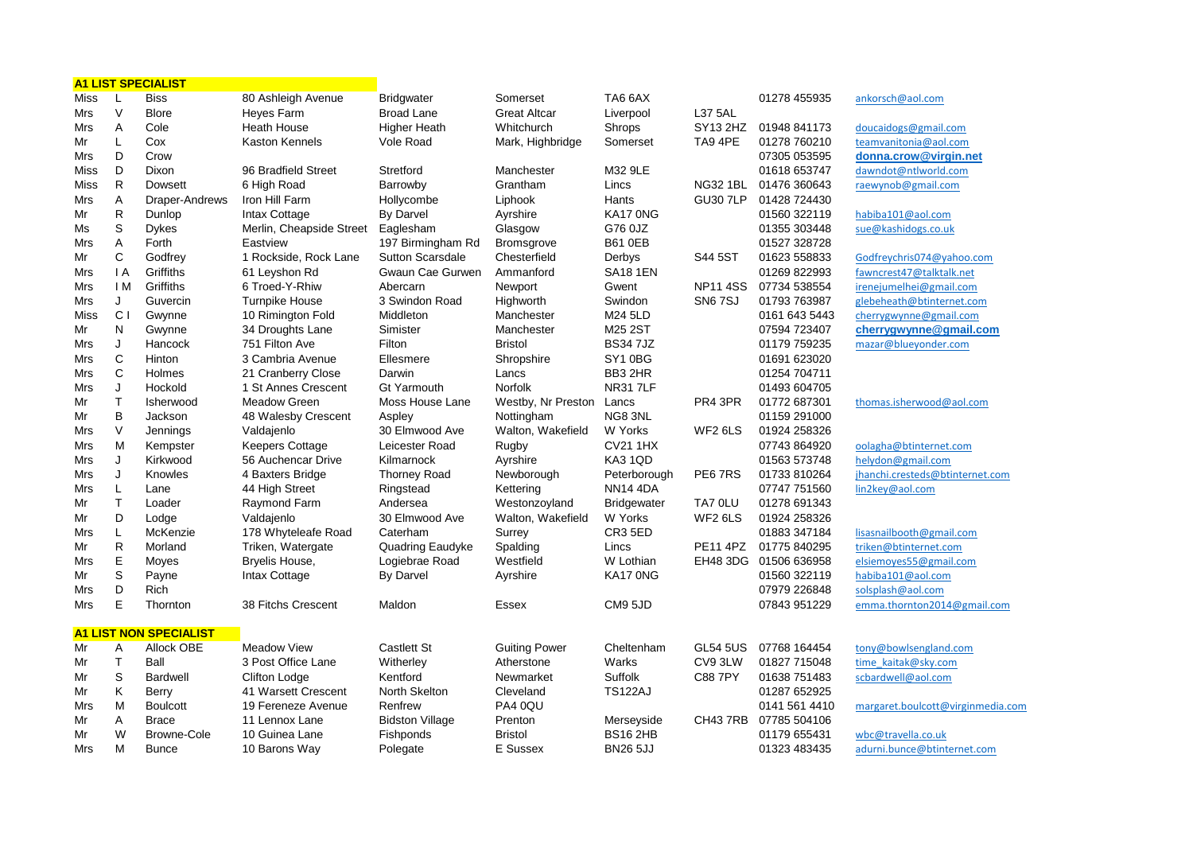| **A1 LIST SPECIALIST** | | | | | | | | | | |
|---|---|---|---|---|---|---|---|---|---|---|
| Miss | L | Biss | 80 Ashleigh Avenue | Bridgwater | Somerset | TA6 6AX | | 01278 455935 | ankorsch@aol.com |
| Mrs | V | Blore | Heyes Farm | Broad Lane | Great Altcar | Liverpool | L37 5AL | | | |
| Mrs | A | Cole | Heath House | Higher Heath | Whitchurch | Shrops | SY13 2HZ | 01948 841173 | doucaidogs@gmail.com |
| Mr | L | Cox | Kaston Kennels | Vole Road | Mark, Highbridge | Somerset | TA9 4PE | 01278 760210 | teamvanitonia@aol.com |
| Mrs | D | Crow | | | | | | 07305 053595 | **donna.crow@virgin.net** |
| Miss | D | Dixon | 96 Bradfield Street | Stretford | Manchester | M32 9LE | | 01618 653747 | dawndot@ntlworld.com |
| Miss | R | Dowsett | 6 High Road | Barrowby | Grantham | Lincs | NG32 1BL | 01476 360643 | raewynob@gmail.com |
| Mrs | A | Draper-Andrews | Iron Hill Farm | Hollycombe | Liphook | Hants | GU30 7LP | 01428 724430 | |
| Mr | R | Dunlop | Intax Cottage | By Darvel | Ayrshire | KA17 0NG | | 01560 322119 | habiba101@aol.com |
| Ms | S | Dykes | Merlin, Cheapside Street | Eaglesham | Glasgow | G76 0JZ | | 01355 303448 | sue@kashidogs.co.uk |
| Mrs | A | Forth | Eastview | 197 Birmingham Rd | Bromsgrove | B61 0EB | | 01527 328728 | |
| Mr | C | Godfrey | 1 Rockside, Rock Lane | Sutton Scarsdale | Chesterfield | Derbys | S44 5ST | 01623 558833 | Godfreychris074@yahoo.com |
| Mrs | I A | Griffiths | 61 Leyshon Rd | Gwaun Cae Gurwen | Ammanford | SA18 1EN | | 01269 822993 | fawncrest47@talktalk.net |
| Mrs | I M | Griffiths | 6 Troed-Y-Rhiw | Abercarn | Newport | Gwent | NP11 4SS | 07734 538554 | irenejumelhei@gmail.com |
| Mrs | J | Guvercin | Turnpike House | 3 Swindon Road | Highworth | Swindon | SN6 7SJ | 01793 763987 | glebeheath@btinternet.com |
| Miss | C I | Gwynne | 10 Rimington Fold | Middleton | Manchester | M24 5LD | | 0161 643 5443 | cherrygwynne@gmail.com |
| Mr | N | Gwynne | 34 Droughts Lane | Simister | Manchester | M25 2ST | | 07594 723407 | **cherrygwynne@gmail.com** |
| Mrs | J | Hancock | 751 Filton Ave | Filton | Bristol | BS34 7JZ | | 01179 759235 | mazar@blueyonder.com |
| Mrs | C | Hinton | 3 Cambria Avenue | Ellesmere | Shropshire | SY1 0BG | | 01691 623020 | |
| Mrs | C | Holmes | 21 Cranberry Close | Darwin | Lancs | BB3 2HR | | 01254 704711 | |
| Mrs | J | Hockold | 1 St Annes Crescent | Gt Yarmouth | Norfolk | NR31 7LF | | 01493 604705 | |
| Mr | T | Isherwood | Meadow Green | Moss House Lane | Westby, Nr Preston | Lancs | PR4 3PR | 01772 687301 | thomas.isherwood@aol.com |
| Mr | B | Jackson | 48 Walesby Crescent | Aspley | Nottingham | NG8 3NL | | 01159 291000 | |
| Mrs | V | Jennings | Valdajenlo | 30 Elmwood Ave | Walton, Wakefield | W Yorks | WF2 6LS | 01924 258326 | |
| Mrs | M | Kempster | Keepers Cottage | Leicester Road | Rugby | CV21 1HX | | 07743 864920 | oolagha@btinternet.com |
| Mrs | J | Kirkwood | 56 Auchencar Drive | Kilmarnock | Ayrshire | KA3 1QD | | 01563 573748 | helydon@gmail.com |
| Mrs | J | Knowles | 4 Baxters Bridge | Thorney Road | Newborough | Peterborough | PE6 7RS | 01733 810264 | jhanchi.cresteds@btinternet.com |
| Mrs | L | Lane | 44 High Street | Ringstead | Kettering | NN14 4DA | | 07747 751560 | lin2key@aol.com |
| Mr | T | Loader | Raymond Farm | Andersea | Westonzoyland | Bridgewater | TA7 0LU | 01278 691343 | |
| Mr | D | Lodge | Valdajenlo | 30 Elmwood Ave | Walton, Wakefield | W Yorks | WF2 6LS | 01924 258326 | |
| Mrs | L | McKenzie | 178 Whyteleafe Road | Caterham | Surrey | CR3 5ED | | 01883 347184 | lisasnailbooth@gmail.com |
| Mr | R | Morland | Triken, Watergate | Quadring Eaudyke | Spalding | Lincs | PE11 4PZ | 01775 840295 | triken@btinternet.com |
| Mrs | E | Moyes | Bryelis House, | Logiebrae Road | Westfield | W Lothian | EH48 3DG | 01506 636958 | elsiemoyes55@gmail.com |
| Mr | S | Payne | Intax Cottage | By Darvel | Ayrshire | KA17 0NG | | 01560 322119 | habiba101@aol.com |
| Mrs | D | Rich | | | | | | 07979 226848 | solsplash@aol.com |
| Mrs | E | Thornton | 38 Fitchs Crescent | Maldon | Essex | CM9 5JD | | 07843 951229 | emma.thornton2014@gmail.com |

| **A1 LIST NON SPECIALIST** | | | | | | | | | | |
|---|---|---|---|---|---|---|---|---|---|---|
| Mr | A | Allock OBE | Meadow View | Castlett St | Guiting Power | Cheltenham | GL54 5US | 07768 164454 | tony@bowlsengland.com |
| Mr | T | Ball | 3 Post Office Lane | Witherley | Atherstone | Warks | CV9 3LW | 01827 715048 | time_kaitak@sky.com |
| Mr | S | Bardwell | Clifton Lodge | Kentford | Newmarket | Suffolk | C88 7PY | 01638 751483 | scbardwell@aol.com |
| Mr | K | Berry | 41 Warsett Crescent | North Skelton | Cleveland | TS122AJ | | 01287 652925 | |
| Mrs | M | Boulcott | 19 Fereneze Avenue | Renfrew | PA4 0QU | | | 0141 561 4410 | margaret.boulcott@virginmedia.com |
| Mr | A | Brace | 11 Lennox Lane | Bidston Village | Prenton | Merseyside | CH43 7RB | 07785 504106 | |
| Mr | W | Browne-Cole | 10 Guinea Lane | Fishponds | Bristol | BS16 2HB | | 01179 655431 | wbc@travella.co.uk |
| Mrs | M | Bunce | 10 Barons Way | Polegate | E Sussex | BN26 5JJ | | 01323 483435 | adurni.bunce@btinternet.com |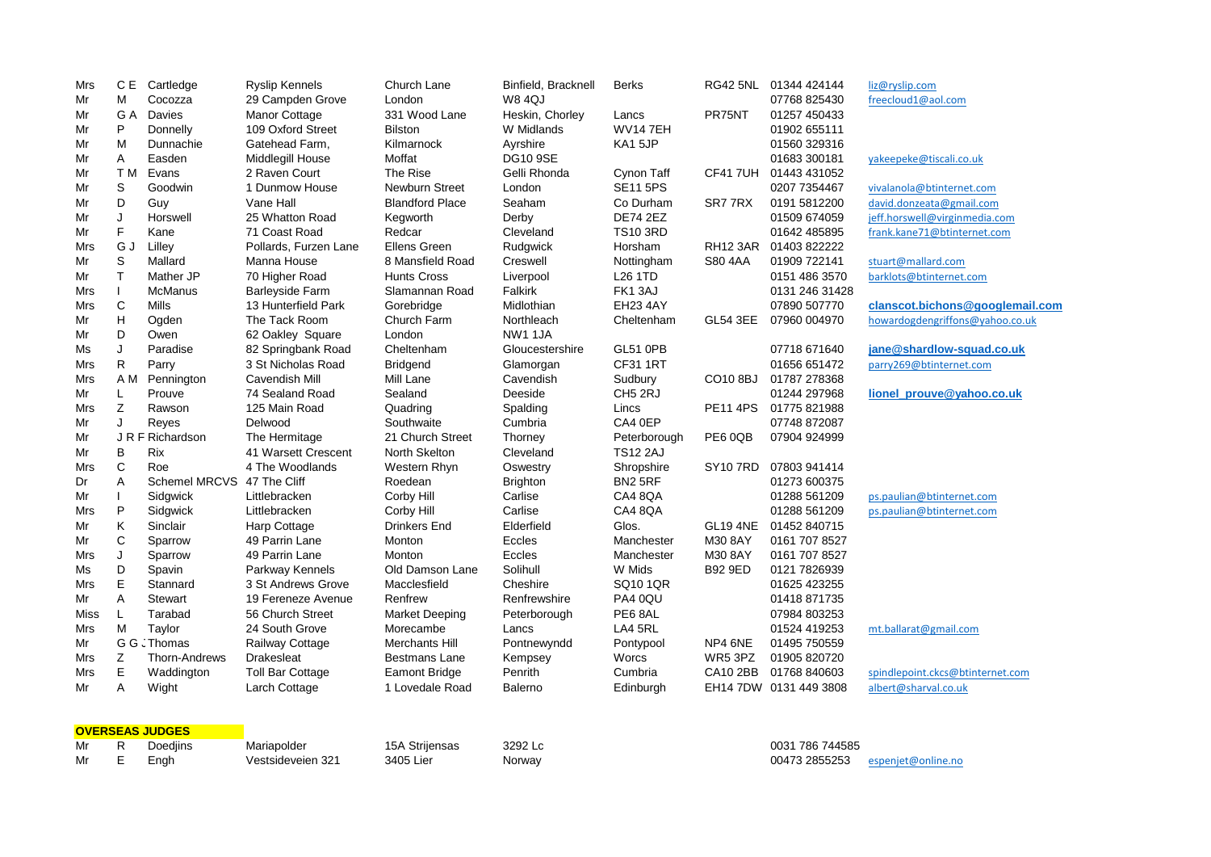| | | | | | | | | | | |
|---|---|---|---|---|---|---|---|---|---|---|
| Mrs | C E | Cartledge | Ryslip Kennels | Church Lane | Binfield, Bracknell | Berks | RG42 5NL | 01344 424144 | liz@ryslip.com |
| Mr | M | Cocozza | 29 Campden Grove | London | W8 4QJ | | | 07768 825430 | freecloud1@aol.com |
| Mr | G A | Davies | Manor Cottage | 331 Wood Lane | Heskin, Chorley | Lancs | PR75NT | 01257 450433 | |
| Mr | P | Donnelly | 109 Oxford Street | Bilston | W Midlands | WV14 7EH | | 01902 655111 | |
| Mr | M | Dunnachie | Gatehead Farm, | Kilmarnock | Ayrshire | KA1 5JP | | 01560 329316 | |
| Mr | A | Easden | Middlegill House | Moffat | DG10 9SE | | | 01683 300181 | yakeepeke@tiscali.co.uk |
| Mr | T M | Evans | 2 Raven Court | The Rise | Gelli Rhonda | Cynon Taff | CF41 7UH | 01443 431052 | |
| Mr | S | Goodwin | 1 Dunmow House | Newburn Street | London | SE11 5PS | | 0207 7354467 | vivalanola@btinternet.com |
| Mr | D | Guy | Vane Hall | Blandford Place | Seaham | Co Durham | SR7 7RX | 0191 5812200 | david.donzeata@gmail.com |
| Mr | J | Horswell | 25 Whatton Road | Kegworth | Derby | DE74 2EZ | | 01509 674059 | jeff.horswell@virginmedia.com |
| Mr | F | Kane | 71 Coast Road | Redcar | Cleveland | TS10 3RD | | 01642 485895 | frank.kane71@btinternet.com |
| Mrs | G J | Lilley | Pollards, Furzen Lane | Ellens Green | Rudgwick | Horsham | RH12 3AR | 01403 822222 | |
| Mr | S | Mallard | Manna House | 8 Mansfield Road | Creswell | Nottingham | S80 4AA | 01909 722141 | stuart@mallard.com |
| Mr | T | Mather JP | 70 Higher Road | Hunts Cross | Liverpool | L26 1TD | | 0151 486 3570 | barklots@btinternet.com |
| Mrs | I | McManus | Barleyside Farm | Slamannan Road | Falkirk | FK1 3AJ | | 0131 246 31428 | |
| Mrs | C | Mills | 13 Hunterfield Park | Gorebridge | Midlothian | EH23 4AY | | 07890 507770 | **clanscot.bichons@googlemail.com** |
| Mr | H | Ogden | The Tack Room | Church Farm | Northleach | Cheltenham | GL54 3EE | 07960 004970 | howardogdengriffons@yahoo.co.uk |
| Mr | D | Owen | 62 Oakley Square | London | NW1 1JA | | | | |
| Ms | J | Paradise | 82 Springbank Road | Cheltenham | Gloucestershire | GL51 0PB | | 07718 671640 | **jane@shardlow-squad.co.uk** |
| Mrs | R | Parry | 3 St Nicholas Road | Bridgend | Glamorgan | CF31 1RT | | 01656 651472 | parry269@btinternet.com |
| Mrs | A M | Pennington | Cavendish Mill | Mill Lane | Cavendish | Sudbury | CO10 8BJ | 01787 278368 | |
| Mr | L | Prouve | 74 Sealand Road | Sealand | Deeside | CH5 2RJ | | 01244 297968 | **lionel_prouve@yahoo.co.uk** |
| Mrs | Z | Rawson | 125 Main Road | Quadring | Spalding | Lincs | PE11 4PS | 01775 821988 | |
| Mr | J | Reyes | Delwood | Southwaite | Cumbria | CA4 0EP | | 07748 872087 | |
| Mr | J R F | Richardson | The Hermitage | 21 Church Street | Thorney | Peterborough | PE6 0QB | 07904 924999 | |
| Mr | B | Rix | 41 Warsett Crescent | North Skelton | Cleveland | TS12 2AJ | | | |
| Mrs | C | Roe | 4 The Woodlands | Western Rhyn | Oswestry | Shropshire | SY10 7RD | 07803 941414 | |
| Dr | A | Schemel MRCVS | 47 The Cliff | Roedean | Brighton | BN2 5RF | | 01273 600375 | |
| Mr | I | Sidgwick | Littlebracken | Corby Hill | Carlise | CA4 8QA | | 01288 561209 | ps.paulian@btinternet.com |
| Mrs | P | Sidgwick | Littlebracken | Corby Hill | Carlise | CA4 8QA | | 01288 561209 | ps.paulian@btinternet.com |
| Mr | K | Sinclair | Harp Cottage | Drinkers End | Elderfield | Glos. | GL19 4NE | 01452 840715 | |
| Mr | C | Sparrow | 49 Parrin Lane | Monton | Eccles | Manchester | M30 8AY | 0161 707 8527 | |
| Mrs | J | Sparrow | 49 Parrin Lane | Monton | Eccles | Manchester | M30 8AY | 0161 707 8527 | |
| Ms | D | Spavin | Parkway Kennels | Old Damson Lane | Solihull | W Mids | B92 9ED | 0121 7826939 | |
| Mrs | E | Stannard | 3 St Andrews Grove | Macclesfield | Cheshire | SQ10 1QR | | 01625 423255 | |
| Mr | A | Stewart | 19 Fereneze Avenue | Renfrew | Renfrewshire | PA4 0QU | | 01418 871735 | |
| Miss | L | Tarabad | 56 Church Street | Market Deeping | Peterborough | PE6 8AL | | 07984 803253 | |
| Mrs | M | Taylor | 24 South Grove | Morecambe | Lancs | LA4 5RL | | 01524 419253 | mt.ballarat@gmail.com |
| Mr | G G J | Thomas | Railway Cottage | Merchants Hill | Pontnewynndd | Pontypool | NP4 6NE | 01495 750559 | |
| Mrs | Z | Thorn-Andrews | Drakesleat | Bestmans Lane | Kempsey | Worcs | WR5 3PZ | 01905 820720 | |
| Mrs | E | Waddington | Toll Bar Cottage | Eamont Bridge | Penrith | Cumbria | CA10 2BB | 01768 840603 | spindlepoint.ckcs@btinternet.com |
| Mr | A | Wight | Larch Cottage | 1 Lovedale Road | Balerno | Edinburgh | EH14 7DW | 0131 449 3808 | albert@sharval.co.uk |

**OVERSEAS JUDGES**

| | | | | | | | | | |
|---|---|---|---|---|---|---|---|---|---|
| Mr | R | Doedjins | Mariapolder | 15A Strijensas | 3292 Lc | | | 0031 786 744585 | |
| Mr | E | Engh | Vestsideveien 321 | 3405 Lier | Norway | | | 00473 2855253 | espenjet@online.no |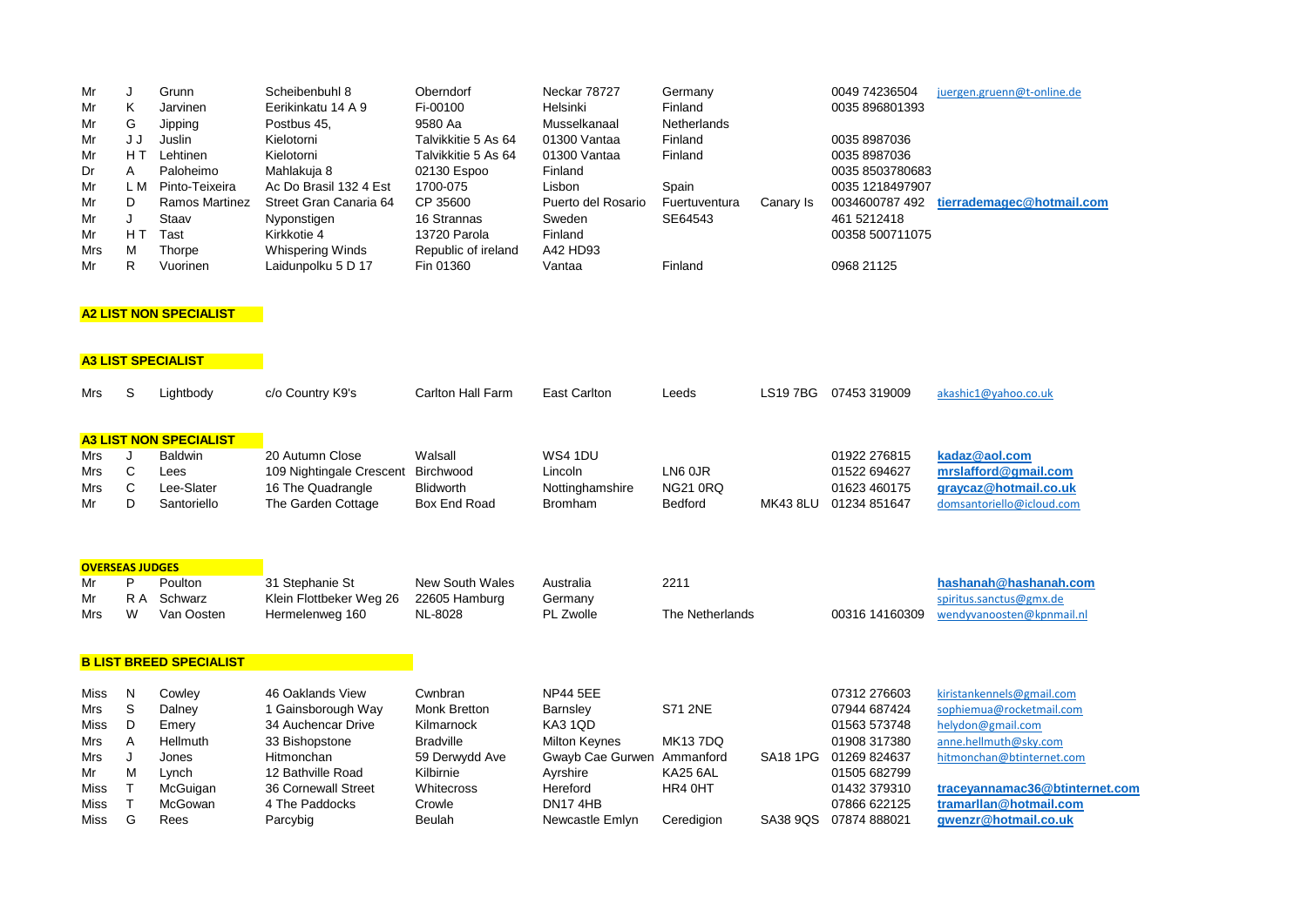| | | | | | | | | | |
|---|---|---|---|---|---|---|---|---|---|
| Mr | J | Grunn | Scheibenbuhl 8 | Oberndorf | Neckar 78727 | Germany | | 0049 74236504 | juergen.gruenn@t-online.de |
| Mr | K | Jarvinen | Eerikinkatu 14 A 9 | Fi-00100 | Helsinki | Finland | | 0035 896801393 | |
| Mr | G | Jipping | Postbus 45, | 9580 Aa | Musselkanaal | Netherlands | | | |
| Mr | J J | Juslin | Kielotorni | Talvikkitie 5 As 64 | 01300 Vantaa | Finland | | 0035 8987036 | |
| Mr | H T | Lehtinen | Kielotorni | Talvikkitie 5 As 64 | 01300 Vantaa | Finland | | 0035 8987036 | |
| Dr | A | Paloheimo | Mahlakuja 8 | 02130 Espoo | Finland | | | 0035 8503780683 | |
| Mr | L M | Pinto-Teixeira | Ac Do Brasil 132 4 Est | 1700-075 | Lisbon | Spain | | 0035 1218497907 | |
| Mr | D | Ramos Martinez | Street Gran Canaria 64 | CP 35600 | Puerto del Rosario | Fuertuventura | Canary Is | 0034600787 492 | **tierrademagec@hotmail.com** |
| Mr | J | Staav | Nyponstigen | 16 Strannas | Sweden | SE64543 | | 461 5212418 | |
| Mr | H T | Tast | Kirkkotie 4 | 13720 Parola | Finland | | | 00358 500711075 | |
| Mrs | M | Thorpe | Whispering Winds | Republic of ireland | A42 HD93 | | | | |
| Mr | R | Vuorinen | Laidunpolku 5 D 17 | Fin 01360 | Vantaa | Finland | | 0968 21125 | |

**A2 LIST NON SPECIALIST**

**A3 LIST SPECIALIST**

| | | | | | | | | | |
|---|---|---|---|---|---|---|---|---|---|
| Mrs | S | Lightbody | c/o Country K9's | Carlton Hall Farm | East Carlton | Leeds | LS19 7BG | 07453 319009 | akashic1@yahoo.co.uk |

**A3 LIST NON SPECIALIST**

| | | | | | | | | | |
|---|---|---|---|---|---|---|---|---|---|
| Mrs | J | Baldwin | 20 Autumn Close | Walsall | WS4 1DU | | | 01922 276815 | **kadaz@aol.com** |
| Mrs | C | Lees | 109 Nightingale Crescent | Birchwood | Lincoln | LN6 0JR | | 01522 694627 | **mrslafford@gmail.com** |
| Mrs | C | Lee-Slater | 16 The Quadrangle | Blidworth | Nottinghamshire | NG21 0RQ | | 01623 460175 | **graycaz@hotmail.co.uk** |
| Mr | D | Santoriello | The Garden Cottage | Box End Road | Bromham | Bedford | MK43 8LU | 01234 851647 | domsantoriello@icloud.com |

**OVERSEAS JUDGES**

| | | | | | | | | | |
|---|---|---|---|---|---|---|---|---|---|
| Mr | P | Poulton | 31 Stephanie St | New South Wales | Australia | 2211 | | | **hashanah@hashanah.com** |
| Mr | R A | Schwarz | Klein Flottbeker Weg 26 | 22605 Hamburg | Germany | | | | spiritus.sanctus@gmx.de |
| Mrs | W | Van Oosten | Hermelenweg 160 | NL-8028 | PL Zwolle | The Netherlands | | 00316 14160309 | wendyvanoosten@kpnmail.nl |

**B LIST BREED SPECIALIST**

| | | | | | | | | | |
|---|---|---|---|---|---|---|---|---|---|
| Miss | N | Cowley | 46 Oaklands View | Cwnbran | NP44 5EE | | | 07312 276603 | kiristankennels@gmail.com |
| Mrs | S | Dalney | 1 Gainsborough Way | Monk Bretton | Barnsley | S71 2NE | | 07944 687424 | sophiemua@rocketmail.com |
| Miss | D | Emery | 34 Auchencar Drive | Kilmarnock | KA3 1QD | | | 01563 573748 | helydon@gmail.com |
| Mrs | A | Hellmuth | 33 Bishopstone | Bradville | Milton Keynes | MK13 7DQ | | 01908 317380 | anne.hellmuth@sky.com |
| Mrs | J | Jones | Hitmonchan | 59 Derwydd Ave | Gwayb Cae Gurwen | Ammanford | SA18 1PG | 01269 824637 | hitmonchan@btinternet.com |
| Mr | M | Lynch | 12 Bathville Road | Kilbirnie | Ayrshire | KA25 6AL | | 01505 682799 | |
| Miss | T | McGuigan | 36 Cornewall Street | Whitecross | Hereford | HR4 0HT | | 01432 379310 | **traceyannamac36@btinternet.com** |
| Miss | T | McGowan | 4 The Paddocks | Crowle | DN17 4HB | | | 07866 622125 | **tramarllan@hotmail.com** |
| Miss | G | Rees | Parcybig | Beulah | Newcastle Emlyn | Ceredigion | SA38 9QS | 07874 888021 | **gwenzr@hotmail.co.uk** |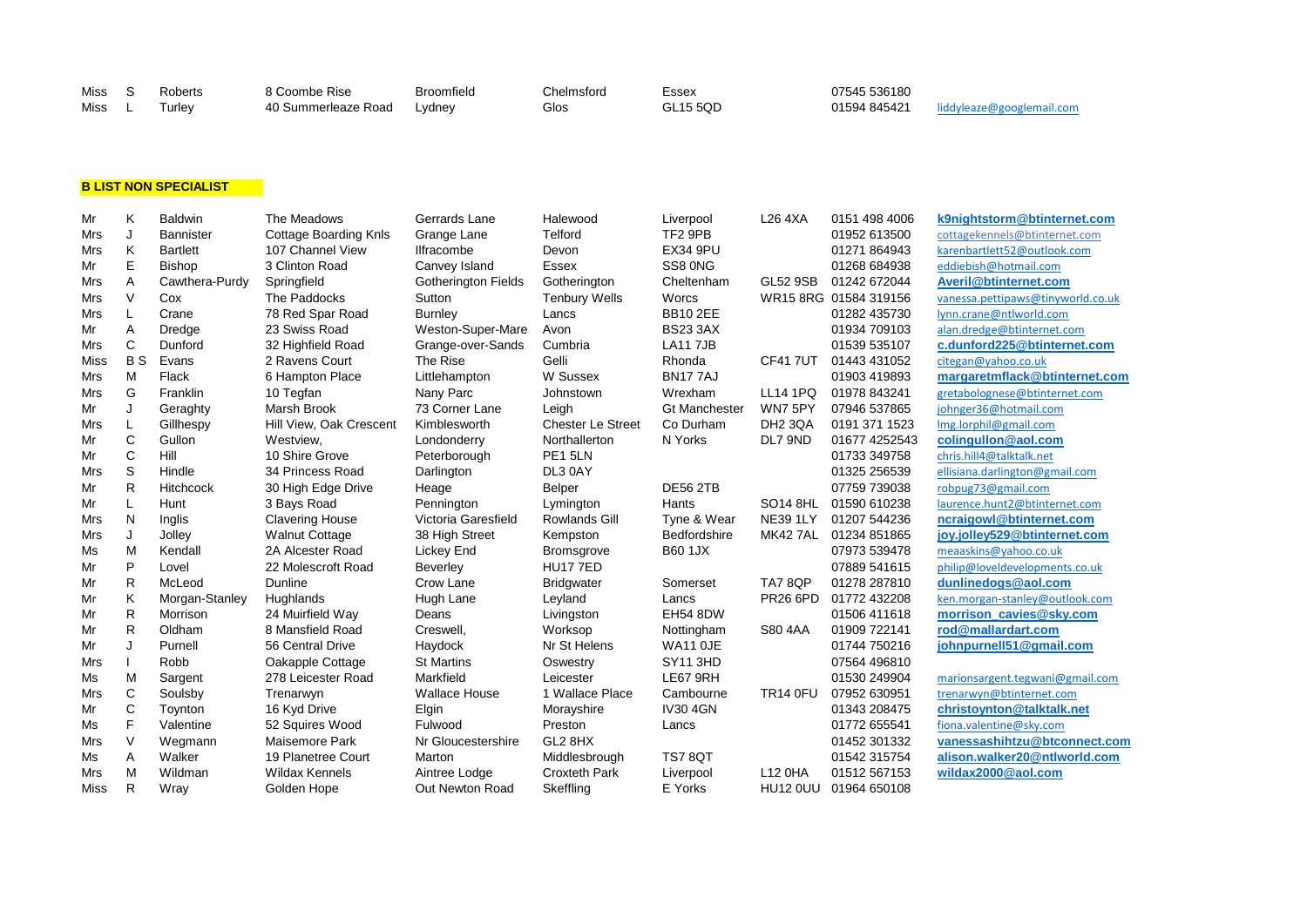| | | | | | | | | | |
|---|---|---|---|---|---|---|---|---|---|
| Miss | S | Roberts | 8 Coombe Rise | Broomfield | Chelmsford | Essex | | 07545 536180 | |
| Miss | L | Turley | 40 Summerleaze Road | Lydney | Glos | GL15 5QD | | 01594 845421 | liddyleaze@googlemail.com |

**B LIST NON SPECIALIST**

| | | | | | | | | | |
|---|---|---|---|---|---|---|---|---|---|
| Mr | K | Baldwin | The Meadows | Gerrards Lane | Halewood | Liverpool | L26 4XA | 0151 498 4006 | k9nightstorm@btinternet.com |
| Mrs | J | Bannister | Cottage Boarding Knls | Grange Lane | Telford | TF2 9PB | | 01952 613500 | cottagekennels@btinternet.com |
| Mrs | K | Bartlett | 107 Channel View | Ilfracombe | Devon | EX34 9PU | | 01271 864943 | karenbartlett52@outlook.com |
| Mr | E | Bishop | 3 Clinton Road | Canvey Island | Essex | SS8 0NG | | 01268 684938 | eddiebish@hotmail.com |
| Mrs | A | Cawthera-Purdy | Springfield | Gotherington Fields | Gotherington | Cheltenham | GL52 9SB | 01242 672044 | Averil@btinternet.com |
| Mrs | V | Cox | The Paddocks | Sutton | Tenbury Wells | Worcs | WR15 8RG | 01584 319156 | vanessa.pettipaws@tinyworld.co.uk |
| Mrs | L | Crane | 78 Red Spar Road | Burnley | Lancs | BB10 2EE | | 01282 435730 | lynn.crane@ntlworld.com |
| Mr | A | Dredge | 23 Swiss Road | Weston-Super-Mare | Avon | BS23 3AX | | 01934 709103 | alan.dredge@btinternet.com |
| Mrs | C | Dunford | 32 Highfield Road | Grange-over-Sands | Cumbria | LA11 7JB | | 01539 535107 | c.dunford225@btinternet.com |
| Miss | B S | Evans | 2 Ravens Court | The Rise | Gelli | Rhonda | CF41 7UT | 01443 431052 | citegan@yahoo.co.uk |
| Mrs | M | Flack | 6 Hampton Place | Littlehampton | W Sussex | BN17 7AJ | | 01903 419893 | margaretmflack@btinternet.com |
| Mrs | G | Franklin | 10 Tegfan | Nany Parc | Johnstown | Wrexham | LL14 1PQ | 01978 843241 | gretabolognese@btinternet.com |
| Mr | J | Geraghty | Marsh Brook | 73 Corner Lane | Leigh | Gt Manchester | WN7 5PY | 07946 537865 | johnger36@hotmail.com |
| Mrs | L | Gillhespy | Hill View, Oak Crescent | Kimblesworth | Chester Le Street | Co Durham | DH2 3QA | 0191 371 1523 | lmg.lorphil@gmail.com |
| Mr | C | Gullon | Westview, | Londonderry | Northallerton | N Yorks | DL7 9ND | 01677 4252543 | colingullon@aol.com |
| Mr | C | Hill | 10 Shire Grove | Peterborough | PE1 5LN | | | 01733 349758 | chris.hill4@talktalk.net |
| Mrs | S | Hindle | 34 Princess Road | Darlington | DL3 0AY | | | 01325 256539 | ellisiana.darlington@gmail.com |
| Mr | R | Hitchcock | 30 High Edge Drive | Heage | Belper | DE56 2TB | | 07759 739038 | robpug73@gmail.com |
| Mr | L | Hunt | 3 Bays Road | Pennington | Lymington | Hants | SO14 8HL | 01590 610238 | laurence.hunt2@btinternet.com |
| Mrs | N | Inglis | Clavering House | Victoria Garesfield | Rowlands Gill | Tyne & Wear | NE39 1LY | 01207 544236 | ncraigowl@btinternet.com |
| Mrs | J | Jolley | Walnut Cottage | 38 High Street | Kempston | Bedfordshire | MK42 7AL | 01234 851865 | joy.jolley529@btinternet.com |
| Ms | M | Kendall | 2A Alcester Road | Lickey End | Bromsgrove | B60 1JX | | 07973 539478 | meaaskins@yahoo.co.uk |
| Mr | P | Lovel | 22 Molescroft Road | Beverley | HU17 7ED | | | 07889 541615 | philip@loveldevelopments.co.uk |
| Mr | R | McLeod | Dunline | Crow Lane | Bridgwater | Somerset | TA7 8QP | 01278 287810 | dunlinedogs@aol.com |
| Mr | K | Morgan-Stanley | Hughlands | Hugh Lane | Leyland | Lancs | PR26 6PD | 01772 432208 | ken.morgan-stanley@outlook.com |
| Mr | R | Morrison | 24 Muirfield Way | Deans | Livingston | EH54 8DW | | 01506 411618 | morrison_cavies@sky.com |
| Mr | R | Oldham | 8 Mansfield Road | Creswell, | Worksop | Nottingham | S80 4AA | 01909 722141 | rod@mallardart.com |
| Mr | J | Purnell | 56 Central Drive | Haydock | Nr St Helens | WA11 0JE | | 01744 750216 | johnpurnell51@gmail.com |
| Mrs | I | Robb | Oakapple Cottage | St Martins | Oswestry | SY11 3HD | | 07564 496810 | |
| Ms | M | Sargent | 278 Leicester Road | Markfield | Leicester | LE67 9RH | | 01530 249904 | marionsargent.tegwani@gmail.com |
| Mrs | C | Soulsby | Trenarwyn | Wallace House | 1 Wallace Place | Cambourne | TR14 0FU | 07952 630951 | trenarwyn@btinternet.com |
| Mr | C | Toynton | 16 Kyd Drive | Elgin | Morayshire | IV30 4GN | | 01343 208475 | christoynton@talktalk.net |
| Ms | F | Valentine | 52 Squires Wood | Fulwood | Preston | Lancs | | 01772 655541 | fiona.valentine@sky.com |
| Mrs | V | Wegmann | Maisemore Park | Nr Gloucestershire | GL2 8HX | | | 01452 301332 | vanessashihtzu@btconnect.com |
| Ms | A | Walker | 19 Planetree Court | Marton | Middlesbrough | TS7 8QT | | 01542 315754 | alison.walker20@ntlworld.com |
| Mrs | M | Wildman | Wildax Kennels | Aintree Lodge | Croxteth Park | Liverpool | L12 0HA | 01512 567153 | wildax2000@aol.com |
| Miss | R | Wray | Golden Hope | Out Newton Road | Skeffling | E Yorks | HU12 0UU | 01964 650108 | |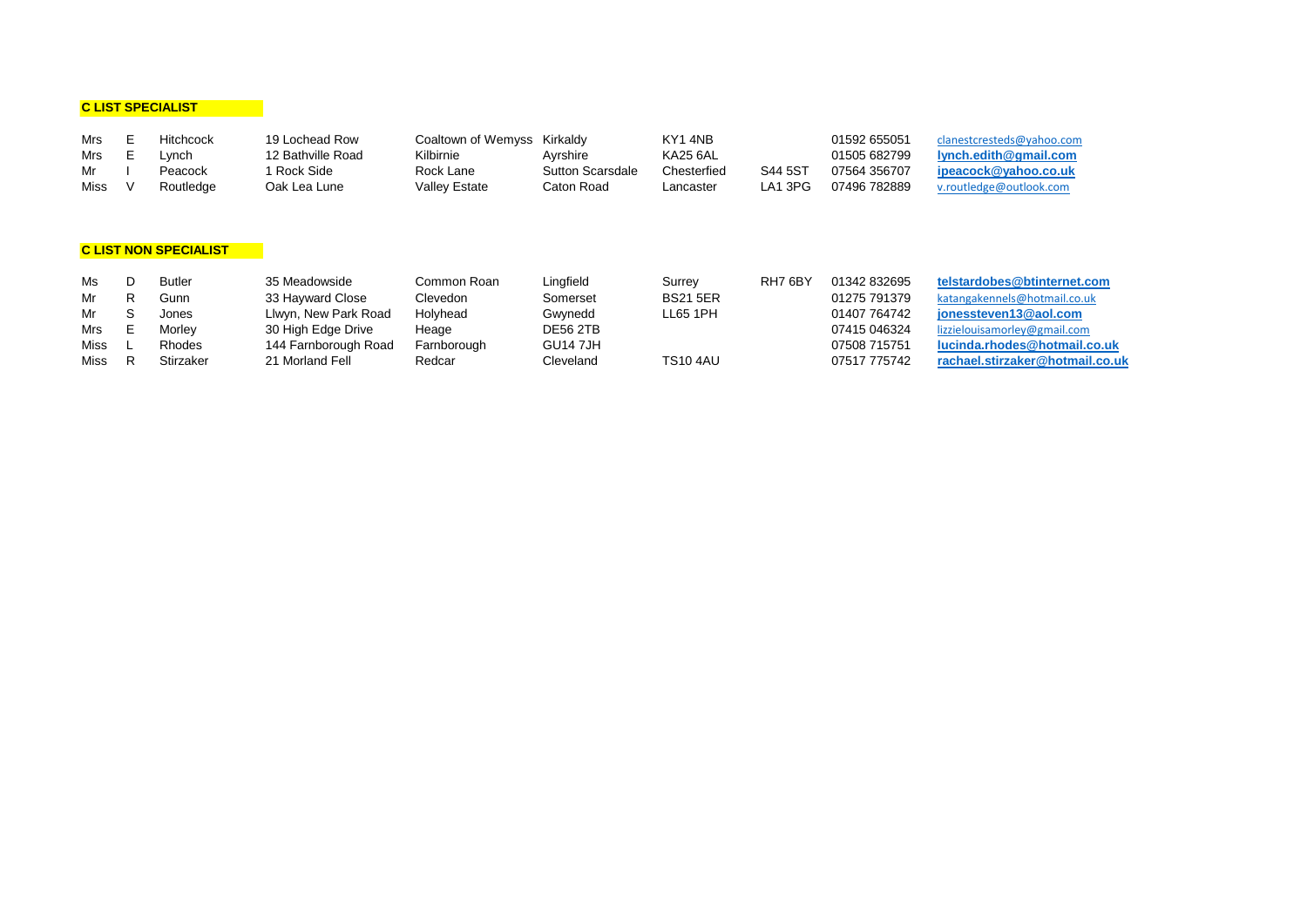**C LIST SPECIALIST**

| | | | | | | | | | |
|---|---|---|---|---|---|---|---|---|---|
| Mrs | E | Hitchcock | 19 Lochead Row | Coaltown of Wemyss | Kirkaldy | KY1 4NB | | 01592 655051 | clanestcresteds@yahoo.com |
| Mrs | E | Lynch | 12 Bathville Road | Kilbirnie | Ayrshire | KA25 6AL | | 01505 682799 | lynch.edith@gmail.com |
| Mr | I | Peacock | 1 Rock Side | Rock Lane | Sutton Scarsdale | Chesterfied | S44 5ST | 07564 356707 | ipeacock@yahoo.co.uk |
| Miss | V | Routledge | Oak Lea Lune | Valley Estate | Caton Road | Lancaster | LA1 3PG | 07496 782889 | v.routledge@outlook.com |

**C LIST NON SPECIALIST**

| | | | | | | | | | |
|---|---|---|---|---|---|---|---|---|---|
| Ms | D | Butler | 35 Meadowside | Common Roan | Lingfield | Surrey | RH7 6BY | 01342 832695 | telstardobes@btinternet.com |
| Mr | R | Gunn | 33 Hayward Close | Clevedon | Somerset | BS21 5ER | | 01275 791379 | katangakennels@hotmail.co.uk |
| Mr | S | Jones | Llwyn, New Park Road | Holyhead | Gwynedd | LL65 1PH | | 01407 764742 | jonessteven13@aol.com |
| Mrs | E | Morley | 30 High Edge Drive | Heage | DE56 2TB | | | 07415 046324 | lizzielouisamorley@gmail.com |
| Miss | L | Rhodes | 144 Farnborough Road | Farnborough | GU14 7JH | | | 07508 715751 | lucinda.rhodes@hotmail.co.uk |
| Miss | R | Stirzaker | 21 Morland Fell | Redcar | Cleveland | TS10 4AU | | 07517 775742 | rachael.stirzaker@hotmail.co.uk |